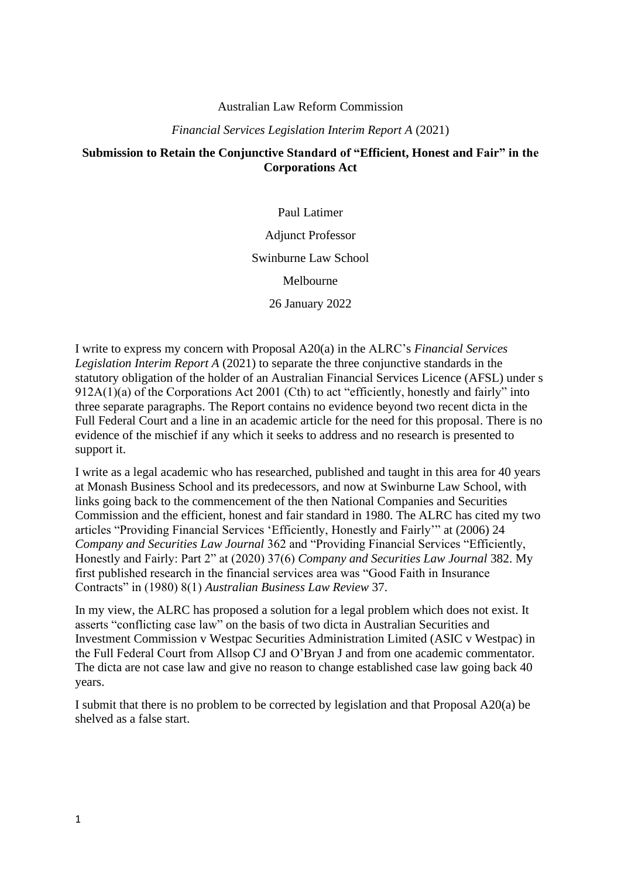Australian Law Reform Commission

*Financial Services Legislation Interim Report A* (2021)

**Submission to Retain the Conjunctive Standard of "Efficient, Honest and Fair" in the Corporations Act**

Paul Latimer

Adjunct Professor

Swinburne Law School

Melbourne

26 January 2022

I write to express my concern with Proposal A20(a) in the ALRC's *Financial Services Legislation Interim Report A* (2021) to separate the three conjunctive standards in the statutory obligation of the holder of an Australian Financial Services Licence (AFSL) under s 912A(1)(a) of the Corporations Act 2001 (Cth) to act "efficiently, honestly and fairly" into three separate paragraphs. The Report contains no evidence beyond two recent dicta in the Full Federal Court and a line in an academic article for the need for this proposal. There is no evidence of the mischief if any which it seeks to address and no research is presented to support it.

I write as a legal academic who has researched, published and taught in this area for 40 years at Monash Business School and its predecessors, and now at Swinburne Law School, with links going back to the commencement of the then National Companies and Securities Commission and the efficient, honest and fair standard in 1980. The ALRC has cited my two articles "Providing Financial Services 'Efficiently, Honestly and Fairly'" at (2006) 24 *Company and Securities Law Journal* 362 and "Providing Financial Services "Efficiently, Honestly and Fairly: Part 2" at (2020) 37(6) *Company and Securities Law Journal* 382. My first published research in the financial services area was "Good Faith in Insurance Contracts" in (1980) 8(1) *Australian Business Law Review* 37.

In my view, the ALRC has proposed a solution for a legal problem which does not exist. It asserts "conflicting case law" on the basis of two dicta in Australian Securities and Investment Commission v Westpac Securities Administration Limited (ASIC v Westpac) in the Full Federal Court from Allsop CJ and O'Bryan J and from one academic commentator. The dicta are not case law and give no reason to change established case law going back 40 years.

I submit that there is no problem to be corrected by legislation and that Proposal A20(a) be shelved as a false start.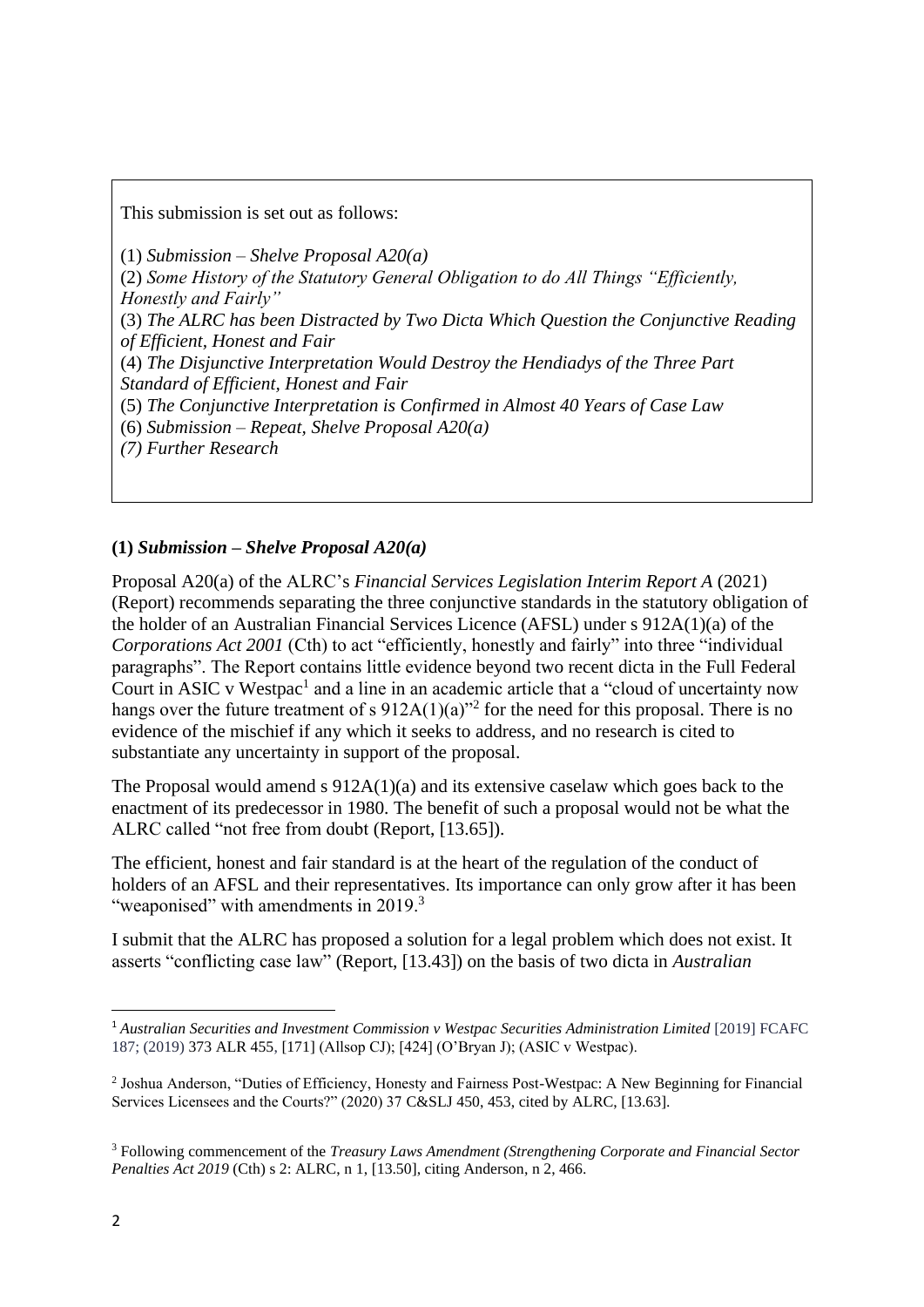This submission is set out as follows:

(1) *Submission – Shelve Proposal A20(a)*
(2) *Some History of the Statutory General Obligation to do All Things "Efficiently, Honestly and Fairly"*
(3) *The ALRC has been Distracted by Two Dicta Which Question the Conjunctive Reading of Efficient, Honest and Fair*
(4) *The Disjunctive Interpretation Would Destroy the Hendiadys of the Three Part Standard of Efficient, Honest and Fair*
(5) *The Conjunctive Interpretation is Confirmed in Almost 40 Years of Case Law*
(6) *Submission – Repeat, Shelve Proposal A20(a)*
*(7) Further Research*

## (1) *Submission – Shelve Proposal A20(a)*

Proposal A20(a) of the ALRC's *Financial Services Legislation Interim Report A* (2021) (Report) recommends separating the three conjunctive standards in the statutory obligation of the holder of an Australian Financial Services Licence (AFSL) under s 912A(1)(a) of the *Corporations Act 2001* (Cth) to act "efficiently, honestly and fairly" into three "individual paragraphs". The Report contains little evidence beyond two recent dicta in the Full Federal Court in ASIC v Westpac[1] and a line in an academic article that a "cloud of uncertainty now hangs over the future treatment of s 912A(1)(a)"[2] for the need for this proposal. There is no evidence of the mischief if any which it seeks to address, and no research is cited to substantiate any uncertainty in support of the proposal.

The Proposal would amend s 912A(1)(a) and its extensive caselaw which goes back to the enactment of its predecessor in 1980. The benefit of such a proposal would not be what the ALRC called "not free from doubt (Report, [13.65]).

The efficient, honest and fair standard is at the heart of the regulation of the conduct of holders of an AFSL and their representatives. Its importance can only grow after it has been "weaponised" with amendments in 2019.[3]

I submit that the ALRC has proposed a solution for a legal problem which does not exist. It asserts "conflicting case law" (Report, [13.43]) on the basis of two dicta in *Australian*

---

[1] *Australian Securities and Investment Commission v Westpac Securities Administration Limited* [2019] FCAFC 187; (2019) 373 ALR 455, [171] (Allsop CJ); [424] (O'Bryan J); (ASIC v Westpac).

[2] Joshua Anderson, "Duties of Efficiency, Honesty and Fairness Post-Westpac: A New Beginning for Financial Services Licensees and the Courts?" (2020) 37 C&SLJ 450, 453, cited by ALRC, [13.63].

[3] Following commencement of the *Treasury Laws Amendment (Strengthening Corporate and Financial Sector Penalties Act 2019* (Cth) s 2: ALRC, n 1, [13.50], citing Anderson, n 2, 466.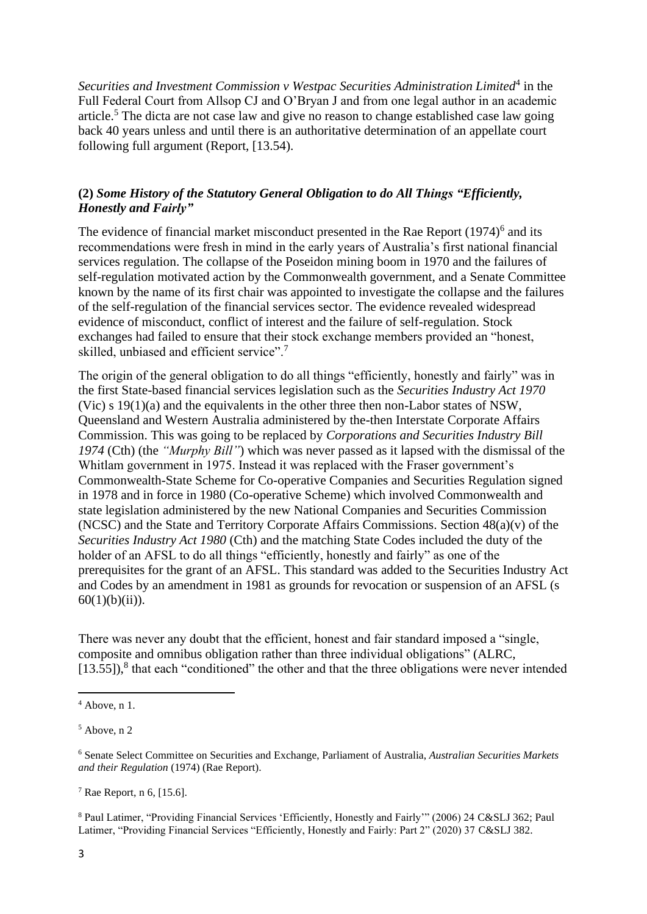*Securities and Investment Commission v Westpac Securities Administration Limited*[4] in the Full Federal Court from Allsop CJ and O'Bryan J and from one legal author in an academic article.[5] The dicta are not case law and give no reason to change established case law going back 40 years unless and until there is an authoritative determination of an appellate court following full argument (Report, [13.54).

### (2) *Some History of the Statutory General Obligation to do All Things "Efficiently, Honestly and Fairly"*

The evidence of financial market misconduct presented in the Rae Report (1974)[6] and its recommendations were fresh in mind in the early years of Australia's first national financial services regulation. The collapse of the Poseidon mining boom in 1970 and the failures of self-regulation motivated action by the Commonwealth government, and a Senate Committee known by the name of its first chair was appointed to investigate the collapse and the failures of the self-regulation of the financial services sector. The evidence revealed widespread evidence of misconduct, conflict of interest and the failure of self-regulation. Stock exchanges had failed to ensure that their stock exchange members provided an "honest, skilled, unbiased and efficient service".[7]

The origin of the general obligation to do all things "efficiently, honestly and fairly" was in the first State-based financial services legislation such as the *Securities Industry Act 1970* (Vic) s 19(1)(a) and the equivalents in the other three then non-Labor states of NSW, Queensland and Western Australia administered by the-then Interstate Corporate Affairs Commission. This was going to be replaced by *Corporations and Securities Industry Bill 1974* (Cth) (the *"Murphy Bill"*) which was never passed as it lapsed with the dismissal of the Whitlam government in 1975. Instead it was replaced with the Fraser government's Commonwealth-State Scheme for Co-operative Companies and Securities Regulation signed in 1978 and in force in 1980 (Co-operative Scheme) which involved Commonwealth and state legislation administered by the new National Companies and Securities Commission (NCSC) and the State and Territory Corporate Affairs Commissions. Section 48(a)(v) of the *Securities Industry Act 1980* (Cth) and the matching State Codes included the duty of the holder of an AFSL to do all things "efficiently, honestly and fairly" as one of the prerequisites for the grant of an AFSL. This standard was added to the Securities Industry Act and Codes by an amendment in 1981 as grounds for revocation or suspension of an AFSL (s 60(1)(b)(ii)).

There was never any doubt that the efficient, honest and fair standard imposed a "single, composite and omnibus obligation rather than three individual obligations" (ALRC, [13.55]),[8] that each "conditioned" the other and that the three obligations were never intended

---

[4] Above, n 1.

[5] Above, n 2

[6] Senate Select Committee on Securities and Exchange, Parliament of Australia, *Australian Securities Markets and their Regulation* (1974) (Rae Report).

[7] Rae Report, n 6, [15.6].

[8] Paul Latimer, "Providing Financial Services 'Efficiently, Honestly and Fairly'" (2006) 24 C&SLJ 362; Paul Latimer, "Providing Financial Services "Efficiently, Honestly and Fairly: Part 2" (2020) 37 C&SLJ 382.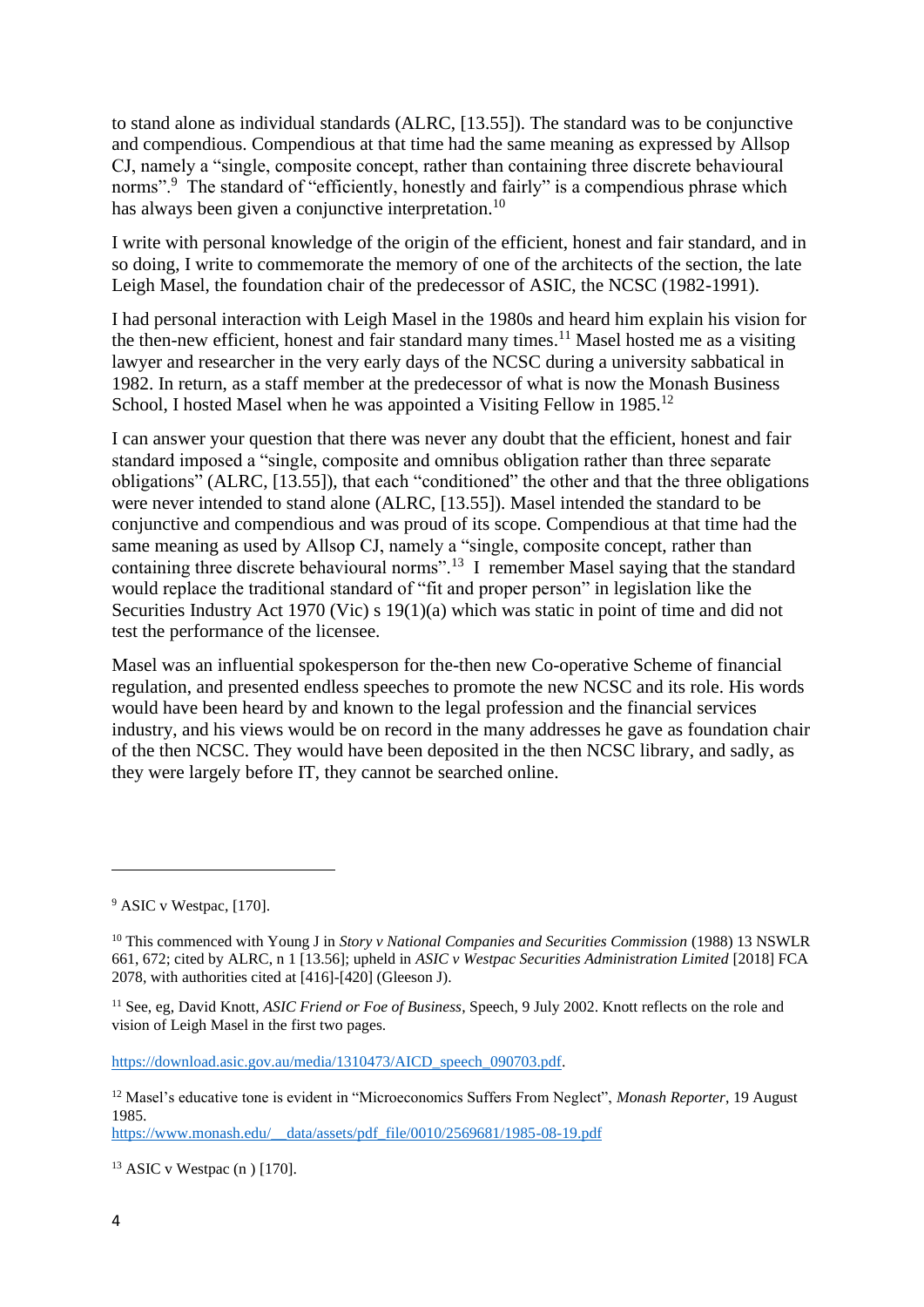to stand alone as individual standards (ALRC, [13.55]). The standard was to be conjunctive and compendious. Compendious at that time had the same meaning as expressed by Allsop CJ, namely a "single, composite concept, rather than containing three discrete behavioural norms".[9] The standard of "efficiently, honestly and fairly" is a compendious phrase which has always been given a conjunctive interpretation.[10]

I write with personal knowledge of the origin of the efficient, honest and fair standard, and in so doing, I write to commemorate the memory of one of the architects of the section, the late Leigh Masel, the foundation chair of the predecessor of ASIC, the NCSC (1982-1991).

I had personal interaction with Leigh Masel in the 1980s and heard him explain his vision for the then-new efficient, honest and fair standard many times.[11] Masel hosted me as a visiting lawyer and researcher in the very early days of the NCSC during a university sabbatical in 1982. In return, as a staff member at the predecessor of what is now the Monash Business School, I hosted Masel when he was appointed a Visiting Fellow in 1985.[12]

I can answer your question that there was never any doubt that the efficient, honest and fair standard imposed a "single, composite and omnibus obligation rather than three separate obligations" (ALRC, [13.55]), that each "conditioned" the other and that the three obligations were never intended to stand alone (ALRC, [13.55]). Masel intended the standard to be conjunctive and compendious and was proud of its scope. Compendious at that time had the same meaning as used by Allsop CJ, namely a "single, composite concept, rather than containing three discrete behavioural norms".[13] I remember Masel saying that the standard would replace the traditional standard of "fit and proper person" in legislation like the Securities Industry Act 1970 (Vic) s 19(1)(a) which was static in point of time and did not test the performance of the licensee.

Masel was an influential spokesperson for the-then new Co-operative Scheme of financial regulation, and presented endless speeches to promote the new NCSC and its role. His words would have been heard by and known to the legal profession and the financial services industry, and his views would be on record in the many addresses he gave as foundation chair of the then NCSC. They would have been deposited in the then NCSC library, and sadly, as they were largely before IT, they cannot be searched online.

---

[9] ASIC v Westpac, [170].

[10] This commenced with Young J in *Story v National Companies and Securities Commission* (1988) 13 NSWLR 661, 672; cited by ALRC, n 1 [13.56]; upheld in *ASIC v Westpac Securities Administration Limited* [2018] FCA 2078, with authorities cited at [416]-[420] (Gleeson J).

[11] See, eg, David Knott, *ASIC Friend or Foe of Business*, Speech, 9 July 2002. Knott reflects on the role and vision of Leigh Masel in the first two pages.

https://download.asic.gov.au/media/1310473/AICD_speech_090703.pdf.

[12] Masel's educative tone is evident in "Microeconomics Suffers From Neglect", *Monash Reporter*, 19 August 1985.
https://www.monash.edu/__data/assets/pdf_file/0010/2569681/1985-08-19.pdf

[13] ASIC v Westpac (n ) [170].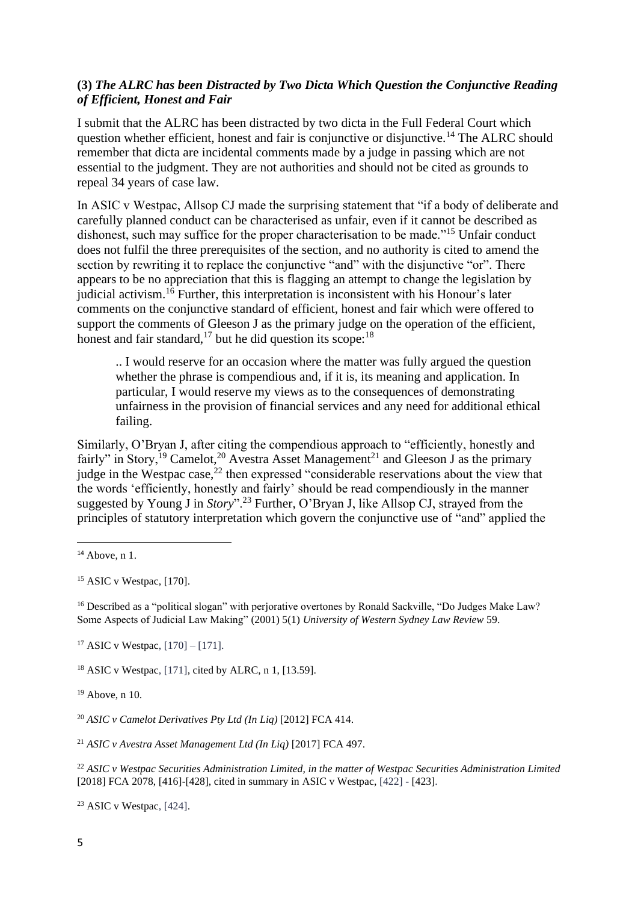### (3) *The ALRC has been Distracted by Two Dicta Which Question the Conjunctive Reading of Efficient, Honest and Fair*

I submit that the ALRC has been distracted by two dicta in the Full Federal Court which question whether efficient, honest and fair is conjunctive or disjunctive.[14] The ALRC should remember that dicta are incidental comments made by a judge in passing which are not essential to the judgment. They are not authorities and should not be cited as grounds to repeal 34 years of case law.

In ASIC v Westpac, Allsop CJ made the surprising statement that "if a body of deliberate and carefully planned conduct can be characterised as unfair, even if it cannot be described as dishonest, such may suffice for the proper characterisation to be made."[15] Unfair conduct does not fulfil the three prerequisites of the section, and no authority is cited to amend the section by rewriting it to replace the conjunctive "and" with the disjunctive "or". There appears to be no appreciation that this is flagging an attempt to change the legislation by judicial activism.[16] Further, this interpretation is inconsistent with his Honour's later comments on the conjunctive standard of efficient, honest and fair which were offered to support the comments of Gleeson J as the primary judge on the operation of the efficient, honest and fair standard,[17] but he did question its scope:[18]

> .. I would reserve for an occasion where the matter was fully argued the question whether the phrase is compendious and, if it is, its meaning and application. In particular, I would reserve my views as to the consequences of demonstrating unfairness in the provision of financial services and any need for additional ethical failing.

Similarly, O'Bryan J, after citing the compendious approach to "efficiently, honestly and fairly" in Story,[19] Camelot,[20] Avestra Asset Management[21] and Gleeson J as the primary judge in the Westpac case,[22] then expressed "considerable reservations about the view that the words 'efficiently, honestly and fairly' should be read compendiously in the manner suggested by Young J in *Story*".[23] Further, O'Bryan J, like Allsop CJ, strayed from the principles of statutory interpretation which govern the conjunctive use of "and" applied the

---

[14] Above, n 1.

[15] ASIC v Westpac, [170].

[16] Described as a "political slogan" with perjorative overtones by Ronald Sackville, "Do Judges Make Law? Some Aspects of Judicial Law Making" (2001) 5(1) *University of Western Sydney Law Review* 59.

[17] ASIC v Westpac, [170] – [171].

[18] ASIC v Westpac, [171], cited by ALRC, n 1, [13.59].

[19] Above, n 10.

[20] *ASIC v Camelot Derivatives Pty Ltd (In Liq)* [2012] FCA 414.

[21] *ASIC v Avestra Asset Management Ltd (In Liq)* [2017] FCA 497.

[22] *ASIC v Westpac Securities Administration Limited, in the matter of Westpac Securities Administration Limited* [2018] FCA 2078, [416]-[428], cited in summary in ASIC v Westpac, [422] - [423].

[23] ASIC v Westpac, [424].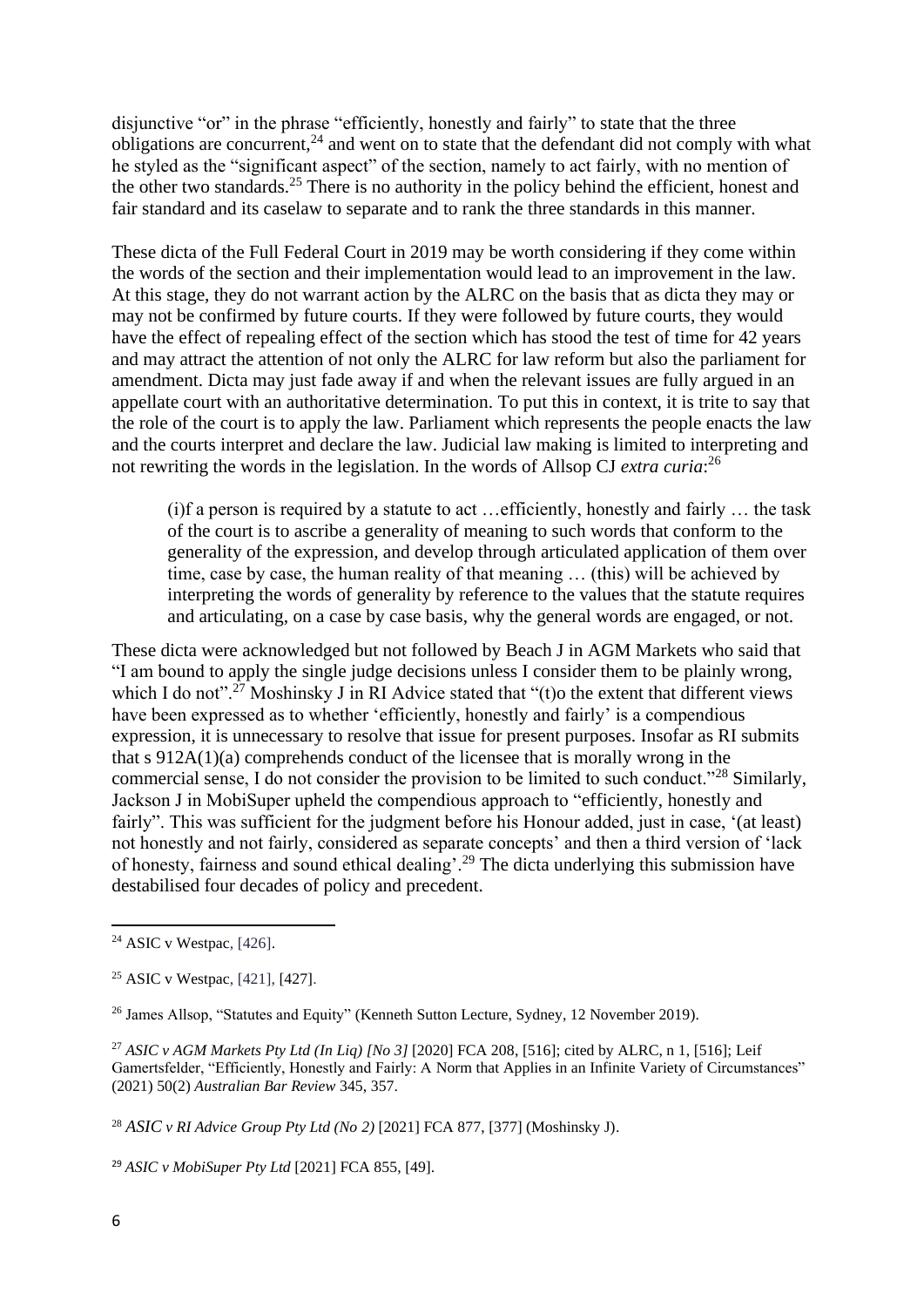disjunctive "or" in the phrase "efficiently, honestly and fairly" to state that the three obligations are concurrent,[24] and went on to state that the defendant did not comply with what he styled as the "significant aspect" of the section, namely to act fairly, with no mention of the other two standards.[25] There is no authority in the policy behind the efficient, honest and fair standard and its caselaw to separate and to rank the three standards in this manner.

These dicta of the Full Federal Court in 2019 may be worth considering if they come within the words of the section and their implementation would lead to an improvement in the law. At this stage, they do not warrant action by the ALRC on the basis that as dicta they may or may not be confirmed by future courts. If they were followed by future courts, they would have the effect of repealing effect of the section which has stood the test of time for 42 years and may attract the attention of not only the ALRC for law reform but also the parliament for amendment. Dicta may just fade away if and when the relevant issues are fully argued in an appellate court with an authoritative determination. To put this in context, it is trite to say that the role of the court is to apply the law. Parliament which represents the people enacts the law and the courts interpret and declare the law. Judicial law making is limited to interpreting and not rewriting the words in the legislation. In the words of Allsop CJ *extra curia*:[26]

> (i)f a person is required by a statute to act …efficiently, honestly and fairly … the task of the court is to ascribe a generality of meaning to such words that conform to the generality of the expression, and develop through articulated application of them over time, case by case, the human reality of that meaning … (this) will be achieved by interpreting the words of generality by reference to the values that the statute requires and articulating, on a case by case basis, why the general words are engaged, or not.

These dicta were acknowledged but not followed by Beach J in AGM Markets who said that "I am bound to apply the single judge decisions unless I consider them to be plainly wrong, which I do not".[27] Moshinsky J in RI Advice stated that "(t)o the extent that different views have been expressed as to whether 'efficiently, honestly and fairly' is a compendious expression, it is unnecessary to resolve that issue for present purposes. Insofar as RI submits that s 912A(1)(a) comprehends conduct of the licensee that is morally wrong in the commercial sense, I do not consider the provision to be limited to such conduct."[28] Similarly, Jackson J in MobiSuper upheld the compendious approach to "efficiently, honestly and fairly". This was sufficient for the judgment before his Honour added, just in case, '(at least) not honestly and not fairly, considered as separate concepts' and then a third version of 'lack of honesty, fairness and sound ethical dealing'.[29] The dicta underlying this submission have destabilised four decades of policy and precedent.

---

[24] ASIC v Westpac, [426].

[25] ASIC v Westpac, [421], [427].

[26] James Allsop, "Statutes and Equity" (Kenneth Sutton Lecture, Sydney, 12 November 2019).

[27] *ASIC v AGM Markets Pty Ltd (In Liq) [No 3]* [2020] FCA 208, [516]; cited by ALRC, n 1, [516]; Leif Gamertsfelder, "Efficiently, Honestly and Fairly: A Norm that Applies in an Infinite Variety of Circumstances" (2021) 50(2) *Australian Bar Review* 345, 357.

[28] *ASIC v RI Advice Group Pty Ltd (No 2)* [2021] FCA 877, [377] (Moshinsky J).

[29] *ASIC v MobiSuper Pty Ltd* [2021] FCA 855, [49].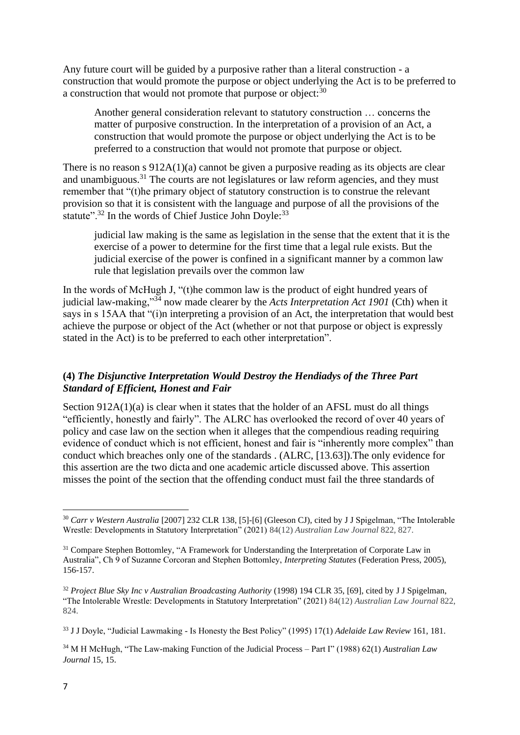Any future court will be guided by a purposive rather than a literal construction - a construction that would promote the purpose or object underlying the Act is to be preferred to a construction that would not promote that purpose or object:[30]

> Another general consideration relevant to statutory construction … concerns the matter of purposive construction. In the interpretation of a provision of an Act, a construction that would promote the purpose or object underlying the Act is to be preferred to a construction that would not promote that purpose or object.

There is no reason s 912A(1)(a) cannot be given a purposive reading as its objects are clear and unambiguous.[31] The courts are not legislatures or law reform agencies, and they must remember that "(t)he primary object of statutory construction is to construe the relevant provision so that it is consistent with the language and purpose of all the provisions of the statute".[32] In the words of Chief Justice John Doyle:[33]

> judicial law making is the same as legislation in the sense that the extent that it is the exercise of a power to determine for the first time that a legal rule exists. But the judicial exercise of the power is confined in a significant manner by a common law rule that legislation prevails over the common law

In the words of McHugh J, "(t)he common law is the product of eight hundred years of judicial law-making,"[34] now made clearer by the *Acts Interpretation Act 1901* (Cth) when it says in s 15AA that "(i)n interpreting a provision of an Act, the interpretation that would best achieve the purpose or object of the Act (whether or not that purpose or object is expressly stated in the Act) is to be preferred to each other interpretation".

### (4) *The Disjunctive Interpretation Would Destroy the Hendiadys of the Three Part Standard of Efficient, Honest and Fair*

Section 912A(1)(a) is clear when it states that the holder of an AFSL must do all things "efficiently, honestly and fairly". The ALRC has overlooked the record of over 40 years of policy and case law on the section when it alleges that the compendious reading requiring evidence of conduct which is not efficient, honest and fair is "inherently more complex" than conduct which breaches only one of the standards . (ALRC, [13.63]).The only evidence for this assertion are the two dicta and one academic article discussed above. This assertion misses the point of the section that the offending conduct must fail the three standards of

---

[30] *Carr v Western Australia* [2007] 232 CLR 138, [5]-[6] (Gleeson CJ), cited by J J Spigelman, "The Intolerable Wrestle: Developments in Statutory Interpretation" (2021) 84(12) *Australian Law Journal* 822, 827.

[31] Compare Stephen Bottomley, "A Framework for Understanding the Interpretation of Corporate Law in Australia", Ch 9 of Suzanne Corcoran and Stephen Bottomley, *Interpreting Statutes* (Federation Press, 2005), 156-157.

[32] *Project Blue Sky Inc v Australian Broadcasting Authority* (1998) 194 CLR 35, [69], cited by J J Spigelman, "The Intolerable Wrestle: Developments in Statutory Interpretation" (2021) 84(12) *Australian Law Journal* 822, 824.

[33] J J Doyle, "Judicial Lawmaking - Is Honesty the Best Policy" (1995) 17(1) *Adelaide Law Review* 161, 181.

[34] M H McHugh, "The Law-making Function of the Judicial Process – Part I" (1988) 62(1) *Australian Law Journal* 15, 15.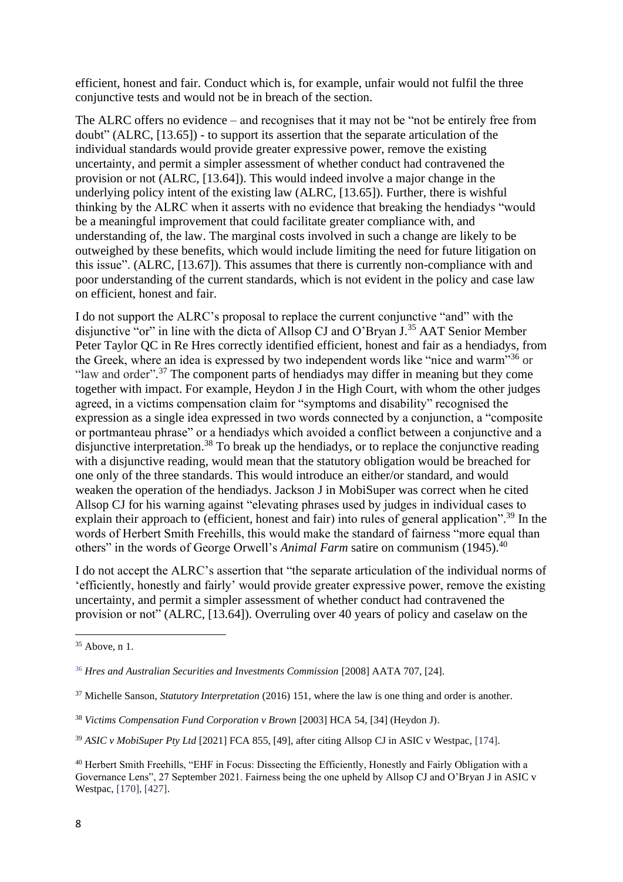efficient, honest and fair. Conduct which is, for example, unfair would not fulfil the three conjunctive tests and would not be in breach of the section.

The ALRC offers no evidence – and recognises that it may not be "not be entirely free from doubt" (ALRC, [13.65]) - to support its assertion that the separate articulation of the individual standards would provide greater expressive power, remove the existing uncertainty, and permit a simpler assessment of whether conduct had contravened the provision or not (ALRC, [13.64]). This would indeed involve a major change in the underlying policy intent of the existing law (ALRC, [13.65]). Further, there is wishful thinking by the ALRC when it asserts with no evidence that breaking the hendiadys "would be a meaningful improvement that could facilitate greater compliance with, and understanding of, the law. The marginal costs involved in such a change are likely to be outweighed by these benefits, which would include limiting the need for future litigation on this issue". (ALRC, [13.67]). This assumes that there is currently non-compliance with and poor understanding of the current standards, which is not evident in the policy and case law on efficient, honest and fair.

I do not support the ALRC's proposal to replace the current conjunctive "and" with the disjunctive "or" in line with the dicta of Allsop CJ and O'Bryan J.[35] AAT Senior Member Peter Taylor QC in Re Hres correctly identified efficient, honest and fair as a hendiadys, from the Greek, where an idea is expressed by two independent words like "nice and warm"[36] or "law and order".[37] The component parts of hendiadys may differ in meaning but they come together with impact. For example, Heydon J in the High Court, with whom the other judges agreed, in a victims compensation claim for "symptoms and disability" recognised the expression as a single idea expressed in two words connected by a conjunction, a "composite or portmanteau phrase" or a hendiadys which avoided a conflict between a conjunctive and a disjunctive interpretation.[38] To break up the hendiadys, or to replace the conjunctive reading with a disjunctive reading, would mean that the statutory obligation would be breached for one only of the three standards. This would introduce an either/or standard, and would weaken the operation of the hendiadys. Jackson J in MobiSuper was correct when he cited Allsop CJ for his warning against "elevating phrases used by judges in individual cases to explain their approach to (efficient, honest and fair) into rules of general application".[39] In the words of Herbert Smith Freehills, this would make the standard of fairness "more equal than others" in the words of George Orwell's *Animal Farm* satire on communism (1945).[40]

I do not accept the ALRC's assertion that "the separate articulation of the individual norms of 'efficiently, honestly and fairly' would provide greater expressive power, remove the existing uncertainty, and permit a simpler assessment of whether conduct had contravened the provision or not" (ALRC, [13.64]). Overruling over 40 years of policy and caselaw on the

---

[35] Above, n 1.

[36] *Hres and Australian Securities and Investments Commission* [2008] AATA 707, [24].

[37] Michelle Sanson, *Statutory Interpretation* (2016) 151, where the law is one thing and order is another.

[38] *Victims Compensation Fund Corporation v Brown* [2003] HCA 54, [34] (Heydon J).

[39] *ASIC v MobiSuper Pty Ltd* [2021] FCA 855, [49], after citing Allsop CJ in ASIC v Westpac, [174].

[40] Herbert Smith Freehills, "EHF in Focus: Dissecting the Efficiently, Honestly and Fairly Obligation with a Governance Lens", 27 September 2021. Fairness being the one upheld by Allsop CJ and O'Bryan J in ASIC v Westpac, [170], [427].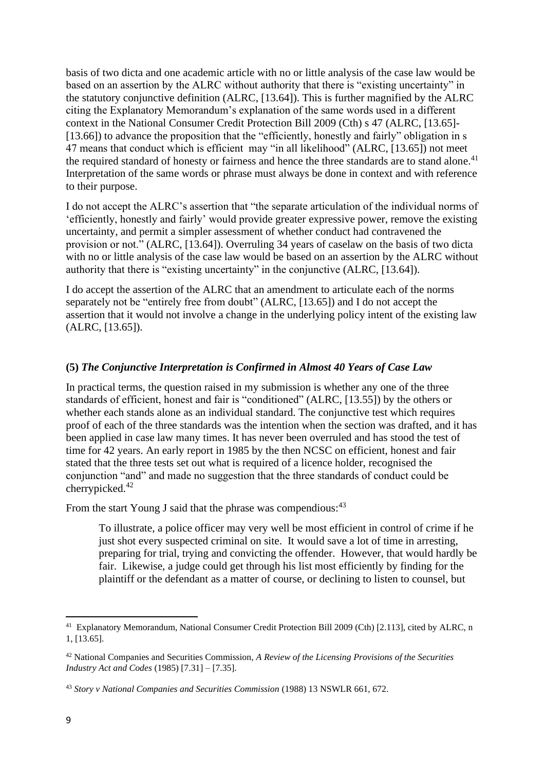basis of two dicta and one academic article with no or little analysis of the case law would be based on an assertion by the ALRC without authority that there is "existing uncertainty" in the statutory conjunctive definition (ALRC, [13.64]). This is further magnified by the ALRC citing the Explanatory Memorandum's explanation of the same words used in a different context in the National Consumer Credit Protection Bill 2009 (Cth) s 47 (ALRC, [13.65]-[13.66]) to advance the proposition that the "efficiently, honestly and fairly" obligation in s 47 means that conduct which is efficient may "in all likelihood" (ALRC, [13.65]) not meet the required standard of honesty or fairness and hence the three standards are to stand alone.[41] Interpretation of the same words or phrase must always be done in context and with reference to their purpose.

I do not accept the ALRC's assertion that "the separate articulation of the individual norms of 'efficiently, honestly and fairly' would provide greater expressive power, remove the existing uncertainty, and permit a simpler assessment of whether conduct had contravened the provision or not." (ALRC, [13.64]). Overruling 34 years of caselaw on the basis of two dicta with no or little analysis of the case law would be based on an assertion by the ALRC without authority that there is "existing uncertainty" in the conjunctive (ALRC, [13.64]).

I do accept the assertion of the ALRC that an amendment to articulate each of the norms separately not be "entirely free from doubt" (ALRC, [13.65]) and I do not accept the assertion that it would not involve a change in the underlying policy intent of the existing law (ALRC, [13.65]).

### (5) *The Conjunctive Interpretation is Confirmed in Almost 40 Years of Case Law*

In practical terms, the question raised in my submission is whether any one of the three standards of efficient, honest and fair is "conditioned" (ALRC, [13.55]) by the others or whether each stands alone as an individual standard. The conjunctive test which requires proof of each of the three standards was the intention when the section was drafted, and it has been applied in case law many times. It has never been overruled and has stood the test of time for 42 years. An early report in 1985 by the then NCSC on efficient, honest and fair stated that the three tests set out what is required of a licence holder, recognised the conjunction "and" and made no suggestion that the three standards of conduct could be cherrypicked.[42]

From the start Young J said that the phrase was compendious:[43]

> To illustrate, a police officer may very well be most efficient in control of crime if he just shot every suspected criminal on site. It would save a lot of time in arresting, preparing for trial, trying and convicting the offender. However, that would hardly be fair. Likewise, a judge could get through his list most efficiently by finding for the plaintiff or the defendant as a matter of course, or declining to listen to counsel, but

---

[41] Explanatory Memorandum, National Consumer Credit Protection Bill 2009 (Cth) [2.113], cited by ALRC, n 1, [13.65].

[42] National Companies and Securities Commission, *A Review of the Licensing Provisions of the Securities Industry Act and Codes* (1985) [7.31] – [7.35].

[43] *Story v National Companies and Securities Commission* (1988) 13 NSWLR 661, 672.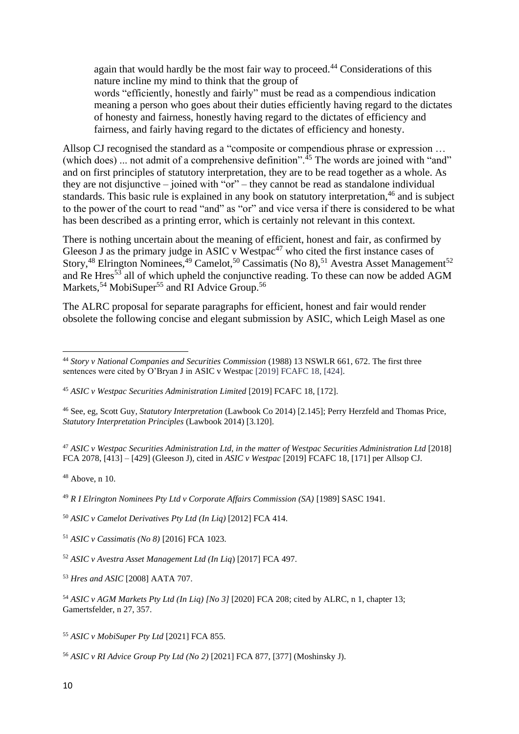> again that would hardly be the most fair way to proceed.[44] Considerations of this nature incline my mind to think that the group of words "efficiently, honestly and fairly" must be read as a compendious indication meaning a person who goes about their duties efficiently having regard to the dictates of honesty and fairness, honestly having regard to the dictates of efficiency and fairness, and fairly having regard to the dictates of efficiency and honesty.

Allsop CJ recognised the standard as a "composite or compendious phrase or expression … (which does) ... not admit of a comprehensive definition".[45] The words are joined with "and" and on first principles of statutory interpretation, they are to be read together as a whole. As they are not disjunctive – joined with "or" – they cannot be read as standalone individual standards. This basic rule is explained in any book on statutory interpretation,[46] and is subject to the power of the court to read "and" as "or" and vice versa if there is considered to be what has been described as a printing error, which is certainly not relevant in this context.

There is nothing uncertain about the meaning of efficient, honest and fair, as confirmed by Gleeson J as the primary judge in ASIC v Westpac[47] who cited the first instance cases of Story,[48] Elrington Nominees,[49] Camelot,[50] Cassimatis (No 8),[51] Avestra Asset Management[52] and Re Hres[53] all of which upheld the conjunctive reading. To these can now be added AGM Markets,[54] MobiSuper[55] and RI Advice Group.[56]

The ALRC proposal for separate paragraphs for efficient, honest and fair would render obsolete the following concise and elegant submission by ASIC, which Leigh Masel as one

---

[44] *Story v National Companies and Securities Commission* (1988) 13 NSWLR 661, 672. The first three sentences were cited by O'Bryan J in ASIC v Westpac [2019] FCAFC 18, [424].

[45] *ASIC v Westpac Securities Administration Limited* [2019] FCAFC 18, [172].

[46] See, eg, Scott Guy, *Statutory Interpretation* (Lawbook Co 2014) [2.145]; Perry Herzfeld and Thomas Price, *Statutory Interpretation Principles* (Lawbook 2014) [3.120].

[47] *ASIC v Westpac Securities Administration Ltd, in the matter of Westpac Securities Administration Ltd* [2018] FCA 2078, [413] – [429] (Gleeson J), cited in *ASIC v Westpac* [2019] FCAFC 18, [171] per Allsop CJ.

[48] Above, n 10.

[49] *R I Elrington Nominees Pty Ltd v Corporate Affairs Commission (SA)* [1989] SASC 1941.

[50] *ASIC v Camelot Derivatives Pty Ltd (In Liq)* [2012] FCA 414.

[51] *ASIC v Cassimatis (No 8)* [2016] FCA 1023.

[52] *ASIC v Avestra Asset Management Ltd (In Liq*) [2017] FCA 497.

[53] *Hres and ASIC* [2008] AATA 707.

[54] *ASIC v AGM Markets Pty Ltd (In Liq) [No 3]* [2020] FCA 208; cited by ALRC, n 1, chapter 13; Gamertsfelder, n 27, 357.

[55] *ASIC v MobiSuper Pty Ltd* [2021] FCA 855.

[56] *ASIC v RI Advice Group Pty Ltd (No 2)* [2021] FCA 877, [377] (Moshinsky J).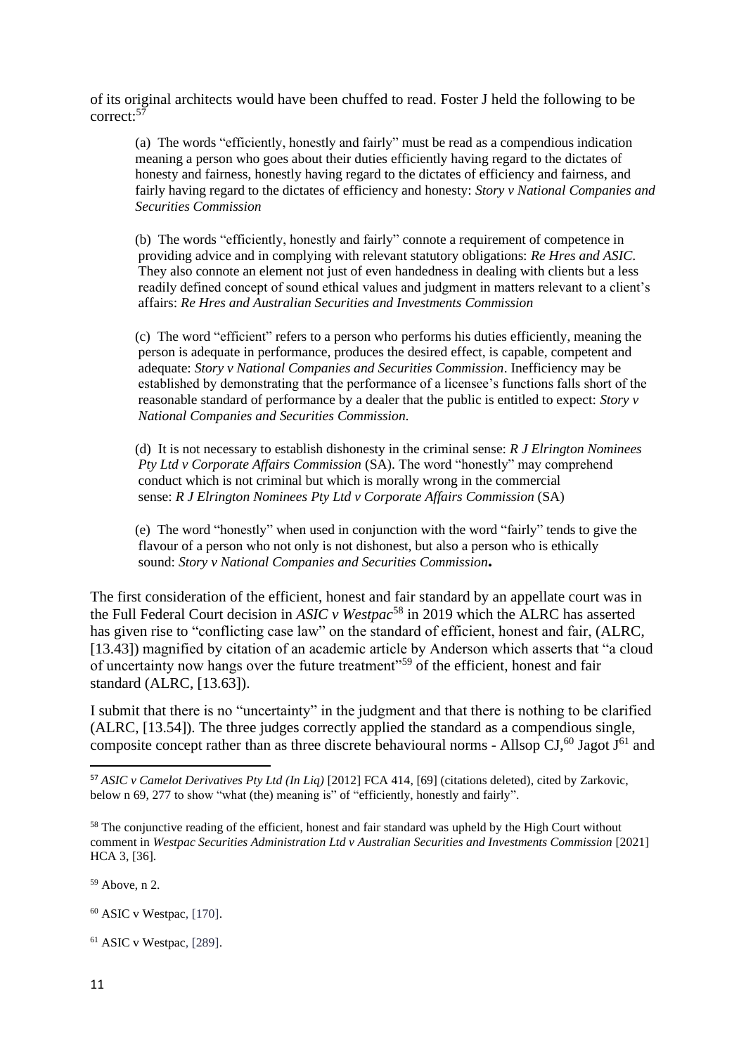of its original architects would have been chuffed to read. Foster J held the following to be correct:[57]

> (a) The words "efficiently, honestly and fairly" must be read as a compendious indication meaning a person who goes about their duties efficiently having regard to the dictates of honesty and fairness, honestly having regard to the dictates of efficiency and fairness, and fairly having regard to the dictates of efficiency and honesty: *Story v National Companies and Securities Commission*
>
> (b) The words "efficiently, honestly and fairly" connote a requirement of competence in providing advice and in complying with relevant statutory obligations: *Re Hres and ASIC*. They also connote an element not just of even handedness in dealing with clients but a less readily defined concept of sound ethical values and judgment in matters relevant to a client's affairs: *Re Hres and Australian Securities and Investments Commission*
>
> (c) The word "efficient" refers to a person who performs his duties efficiently, meaning the person is adequate in performance, produces the desired effect, is capable, competent and adequate: *Story v National Companies and Securities Commission*. Inefficiency may be established by demonstrating that the performance of a licensee's functions falls short of the reasonable standard of performance by a dealer that the public is entitled to expect: *Story v National Companies and Securities Commission.*
>
> (d) It is not necessary to establish dishonesty in the criminal sense: *R J Elrington Nominees Pty Ltd v Corporate Affairs Commission* (SA). The word "honestly" may comprehend conduct which is not criminal but which is morally wrong in the commercial sense: *R J Elrington Nominees Pty Ltd v Corporate Affairs Commission* (SA)
>
> (e) The word "honestly" when used in conjunction with the word "fairly" tends to give the flavour of a person who not only is not dishonest, but also a person who is ethically sound: *Story v National Companies and Securities Commission***.**

The first consideration of the efficient, honest and fair standard by an appellate court was in the Full Federal Court decision in *ASIC v Westpac*[58] in 2019 which the ALRC has asserted has given rise to "conflicting case law" on the standard of efficient, honest and fair, (ALRC, [13.43]) magnified by citation of an academic article by Anderson which asserts that "a cloud of uncertainty now hangs over the future treatment"[59] of the efficient, honest and fair standard (ALRC, [13.63]).

I submit that there is no "uncertainty" in the judgment and that there is nothing to be clarified (ALRC, [13.54]). The three judges correctly applied the standard as a compendious single, composite concept rather than as three discrete behavioural norms - Allsop CJ,[60] Jagot J[61] and

---

[57] *ASIC v Camelot Derivatives Pty Ltd (In Liq)* [2012] FCA 414, [69] (citations deleted), cited by Zarkovic, below n 69, 277 to show "what (the) meaning is" of "efficiently, honestly and fairly".

[58] The conjunctive reading of the efficient, honest and fair standard was upheld by the High Court without comment in *Westpac Securities Administration Ltd v Australian Securities and Investments Commission* [2021] HCA 3, [36].

[59] Above, n 2.

[60] ASIC v Westpac, [170].

[61] ASIC v Westpac, [289].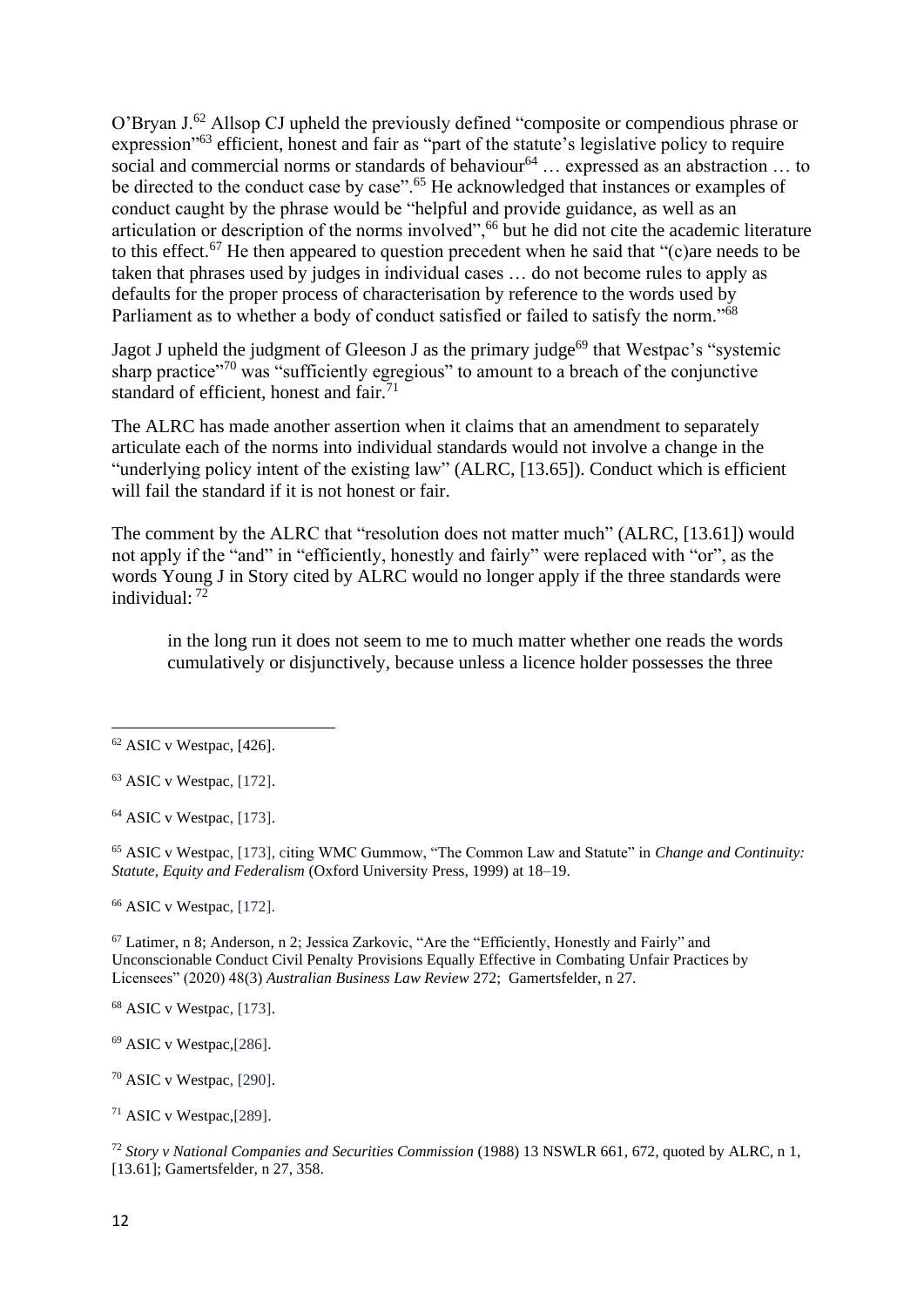O'Bryan J.[62] Allsop CJ upheld the previously defined "composite or compendious phrase or expression"[63] efficient, honest and fair as "part of the statute's legislative policy to require social and commercial norms or standards of behaviour[64] … expressed as an abstraction … to be directed to the conduct case by case".[65] He acknowledged that instances or examples of conduct caught by the phrase would be "helpful and provide guidance, as well as an articulation or description of the norms involved",[66] but he did not cite the academic literature to this effect.[67] He then appeared to question precedent when he said that "(c)are needs to be taken that phrases used by judges in individual cases … do not become rules to apply as defaults for the proper process of characterisation by reference to the words used by Parliament as to whether a body of conduct satisfied or failed to satisfy the norm."[68]

Jagot J upheld the judgment of Gleeson J as the primary judge[69] that Westpac's "systemic sharp practice"[70] was "sufficiently egregious" to amount to a breach of the conjunctive standard of efficient, honest and fair.[71]

The ALRC has made another assertion when it claims that an amendment to separately articulate each of the norms into individual standards would not involve a change in the "underlying policy intent of the existing law" (ALRC, [13.65]). Conduct which is efficient will fail the standard if it is not honest or fair.

The comment by the ALRC that "resolution does not matter much" (ALRC, [13.61]) would not apply if the "and" in "efficiently, honestly and fairly" were replaced with "or", as the words Young J in Story cited by ALRC would no longer apply if the three standards were individual: [72]

> in the long run it does not seem to me to much matter whether one reads the words cumulatively or disjunctively, because unless a licence holder possesses the three

---

[62] ASIC v Westpac, [426].

[63] ASIC v Westpac, [172].

[64] ASIC v Westpac, [173].

[65] ASIC v Westpac, [173], citing WMC Gummow, "The Common Law and Statute" in *Change and Continuity: Statute, Equity and Federalism* (Oxford University Press, 1999) at 18–19.

[66] ASIC v Westpac, [172].

[67] Latimer, n 8; Anderson, n 2; Jessica Zarkovic, "Are the "Efficiently, Honestly and Fairly" and Unconscionable Conduct Civil Penalty Provisions Equally Effective in Combating Unfair Practices by Licensees" (2020) 48(3) *Australian Business Law Review* 272; Gamertsfelder, n 27.

[68] ASIC v Westpac, [173].

[69] ASIC v Westpac,[286].

[70] ASIC v Westpac, [290].

[71] ASIC v Westpac,[289].

[72] *Story v National Companies and Securities Commission* (1988) 13 NSWLR 661, 672, quoted by ALRC, n 1, [13.61]; Gamertsfelder, n 27, 358.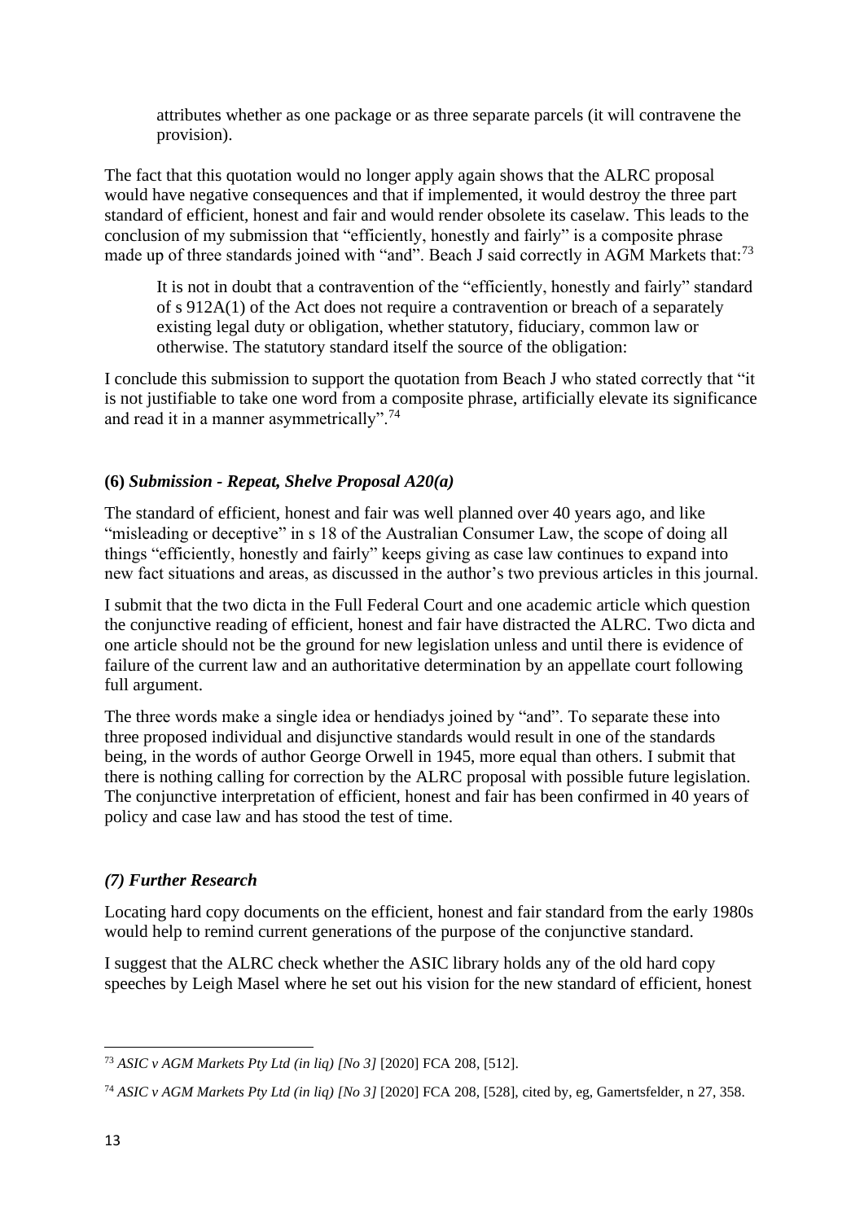> attributes whether as one package or as three separate parcels (it will contravene the provision).

The fact that this quotation would no longer apply again shows that the ALRC proposal would have negative consequences and that if implemented, it would destroy the three part standard of efficient, honest and fair and would render obsolete its caselaw. This leads to the conclusion of my submission that "efficiently, honestly and fairly" is a composite phrase made up of three standards joined with "and". Beach J said correctly in AGM Markets that:[73]

> It is not in doubt that a contravention of the "efficiently, honestly and fairly" standard of s 912A(1) of the Act does not require a contravention or breach of a separately existing legal duty or obligation, whether statutory, fiduciary, common law or otherwise. The statutory standard itself the source of the obligation:

I conclude this submission to support the quotation from Beach J who stated correctly that "it is not justifiable to take one word from a composite phrase, artificially elevate its significance and read it in a manner asymmetrically".[74]

### (6) *Submission - Repeat, Shelve Proposal A20(a)*

The standard of efficient, honest and fair was well planned over 40 years ago, and like "misleading or deceptive" in s 18 of the Australian Consumer Law, the scope of doing all things "efficiently, honestly and fairly" keeps giving as case law continues to expand into new fact situations and areas, as discussed in the author's two previous articles in this journal.

I submit that the two dicta in the Full Federal Court and one academic article which question the conjunctive reading of efficient, honest and fair have distracted the ALRC. Two dicta and one article should not be the ground for new legislation unless and until there is evidence of failure of the current law and an authoritative determination by an appellate court following full argument.

The three words make a single idea or hendiadys joined by "and". To separate these into three proposed individual and disjunctive standards would result in one of the standards being, in the words of author George Orwell in 1945, more equal than others. I submit that there is nothing calling for correction by the ALRC proposal with possible future legislation. The conjunctive interpretation of efficient, honest and fair has been confirmed in 40 years of policy and case law and has stood the test of time.

### *(7) Further Research*

Locating hard copy documents on the efficient, honest and fair standard from the early 1980s would help to remind current generations of the purpose of the conjunctive standard.

I suggest that the ALRC check whether the ASIC library holds any of the old hard copy speeches by Leigh Masel where he set out his vision for the new standard of efficient, honest

---

[73] *ASIC v AGM Markets Pty Ltd (in liq) [No 3]* [2020] FCA 208, [512].

[74] *ASIC v AGM Markets Pty Ltd (in liq) [No 3]* [2020] FCA 208, [528], cited by, eg, Gamertsfelder, n 27, 358.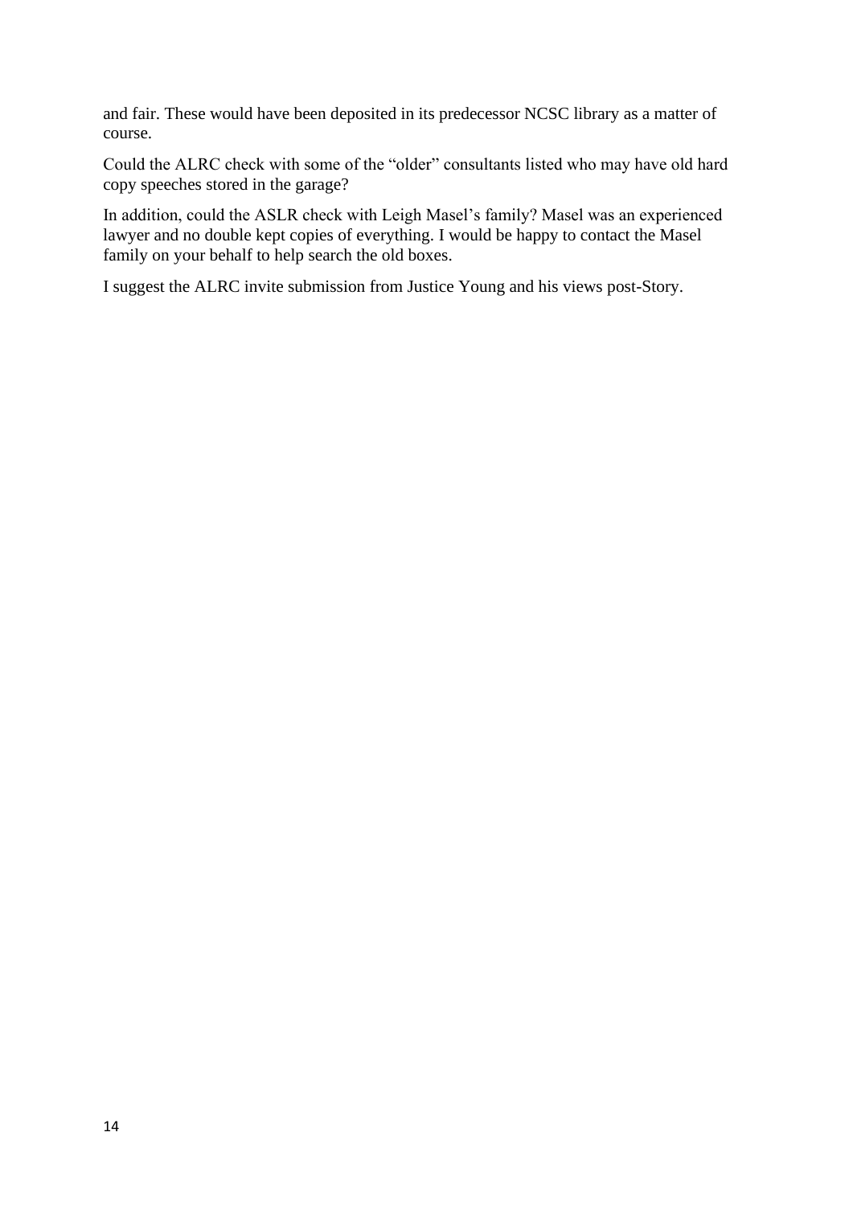and fair. These would have been deposited in its predecessor NCSC library as a matter of course.

Could the ALRC check with some of the “older” consultants listed who may have old hard copy speeches stored in the garage?

In addition, could the ASLR check with Leigh Masel’s family? Masel was an experienced lawyer and no double kept copies of everything. I would be happy to contact the Masel family on your behalf to help search the old boxes.

I suggest the ALRC invite submission from Justice Young and his views post-Story.